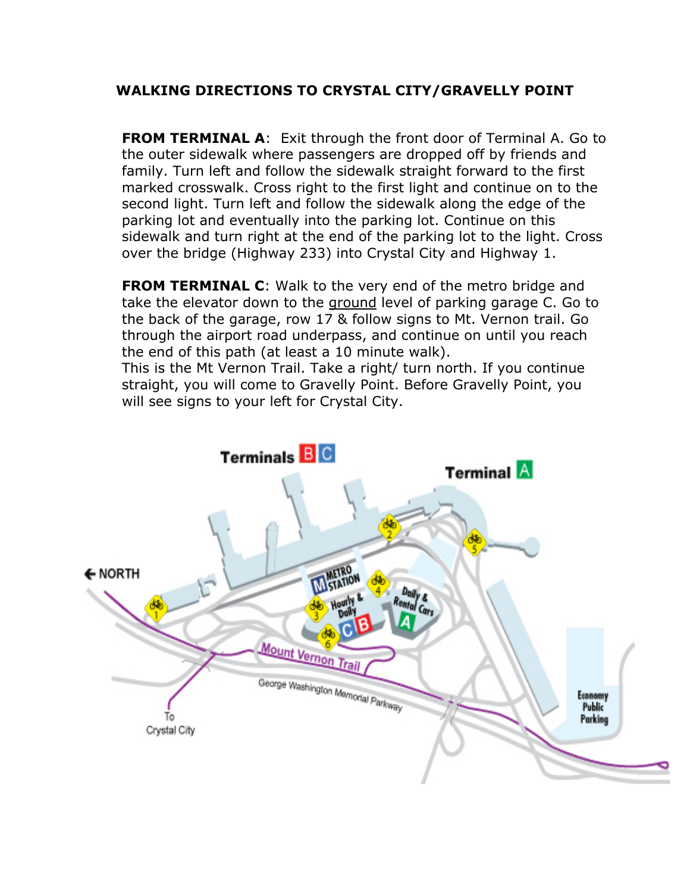# WALKING DIRECTIONS TO CRYSTAL CITY/GRAVELLY POINT

**FROM TERMINAL A**: Exit through the front door of Terminal A. Go to the outer sidewalk where passengers are dropped off by friends and family. Turn left and follow the sidewalk straight forward to the first marked crosswalk. Cross right to the first light and continue on to the second light. Turn left and follow the sidewalk along the edge of the parking lot and eventually into the parking lot. Continue on this sidewalk and turn right at the end of the parking lot to the light. Cross over the bridge (Highway 233) into Crystal City and Highway 1.

**FROM TERMINAL C**: Walk to the very end of the metro bridge and take the elevator down to the ground level of parking garage C. Go to the back of the garage, row 17 & follow signs to Mt. Vernon trail. Go through the airport road underpass, and continue on until you reach the end of this path (at least a 10 minute walk).
This is the Mt Vernon Trail. Take a right/ turn north. If you continue straight, you will come to Gravelly Point. Before Gravelly Point, you will see signs to your left for Crystal City.

Terminals B C

Terminal A

← NORTH

METRO STATION

Hourly & Daily

C B

Daily & Rental Cars

A

Mount Vernon Trail

George Washington Memorial Parkway

To Crystal City

Economy Public Parking

1 2 3 4 5 6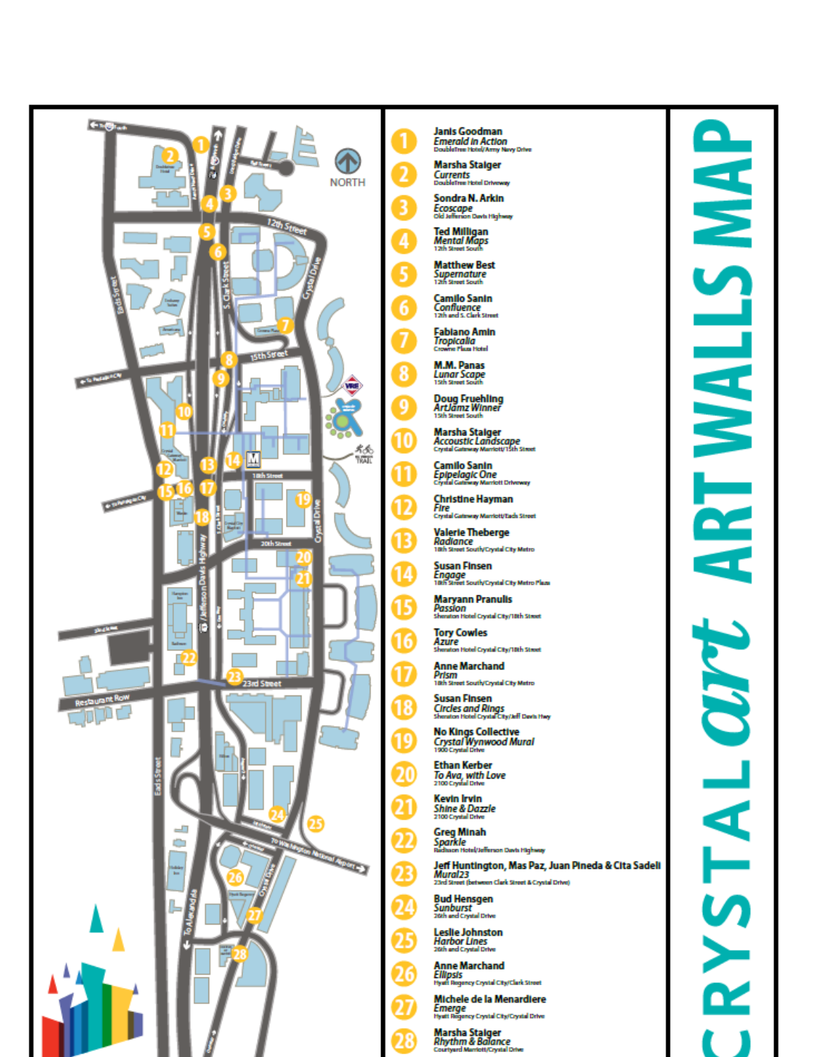# CRYSTAL *art* ART WALLS MAP

1. **Janis Goodman**
   *Emerald in Action*
   DoubleTree Hotel/Army Navy Drive
2. **Marsha Staiger**
   *Currents*
   DoubleTree Hotel Driveway
3. **Sondra N. Arkin**
   *Ecoscape*
   Old Jefferson Davis Highway
4. **Ted Milligan**
   *Mental Maps*
   12th Street South
5. **Matthew Best**
   *Supernature*
   12th Street South
6. **Camilo Sanin**
   *Confluence*
   12th and S. Clark Street
7. **Fabiano Amin**
   *Tropicalia*
   Crowne Plaza Hotel
8. **M.M. Panas**
   *Lunar Scape*
   15th Street South
9. **Doug Fruehling**
   *ArtJamz Winner*
   15th Street South
10. **Marsha Staiger**
    *Accoustic Landscape*
    Crystal Gateway Marriott/15th Street
11. **Camilo Sanin**
    *Epipelagic One*
    Crystal Gateway Marriott Driveway
12. **Christine Hayman**
    *Fire*
    Crystal Gateway Marriott/Eads Street
13. **Valerie Theberge**
    *Radiance*
    18th Street South/Crystal City Metro
14. **Susan Finsen**
    *Engage*
    18th Street South/Crystal City Metro Plaza
15. **Maryann Pranulis**
    *Passion*
    Sheraton Hotel Crystal City/18th Street
16. **Tory Cowles**
    *Azure*
    Sheraton Hotel Crystal City/18th Street
17. **Anne Marchand**
    *Prism*
    18th Street South/Crystal City Metro
18. **Susan Finsen**
    *Circles and Rings*
    Sheraton Hotel Crystal City/Jeff Davis Hwy
19. **No Kings Collective**
    *Crystal Wynwood Mural*
    1900 Crystal Drive
20. **Ethan Kerber**
    *To Ava, with Love*
    2100 Crystal Drive
21. **Kevin Irvin**
    *Shine & Dazzle*
    2100 Crystal Drive
22. **Greg Minah**
    *Sparkle*
    Radisson Hotel/Jefferson Davis Highway
23. **Jeff Huntington, Mas Paz, Juan Pineda & Cita Sadeli**
    *Mural23*
    23rd Street (between Clark Street & Crystal Drive)
24. **Bud Hensgen**
    *Sunburst*
    26th and Crystal Drive
25. **Leslie Johnston**
    *Harbor Lines*
    26th and Crystal Drive
26. **Anne Marchand**
    *Ellipsis*
    Hyatt Regency Crystal City/Clark Street
27. **Michele de la Menardiere**
    *Emerge*
    Hyatt Regency Crystal City/Crystal Drive
28. **Marsha Staiger**
    *Rhythm & Balance*
    Courtyard Marriott/Crystal Drive